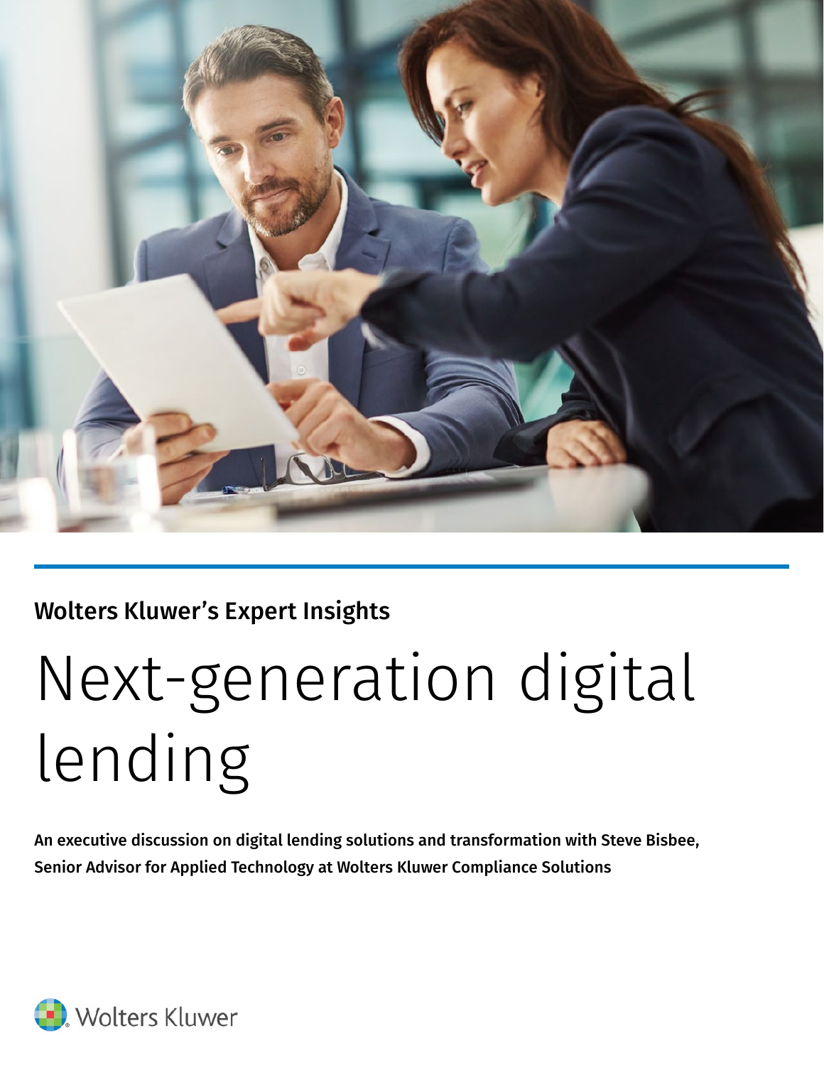Wolters Kluwer's Expert Insights

# Next-generation digital lending

**An executive discussion on digital lending solutions and transformation with Steve Bisbee, Senior Advisor for Applied Technology at Wolters Kluwer Compliance Solutions**

Wolters Kluwer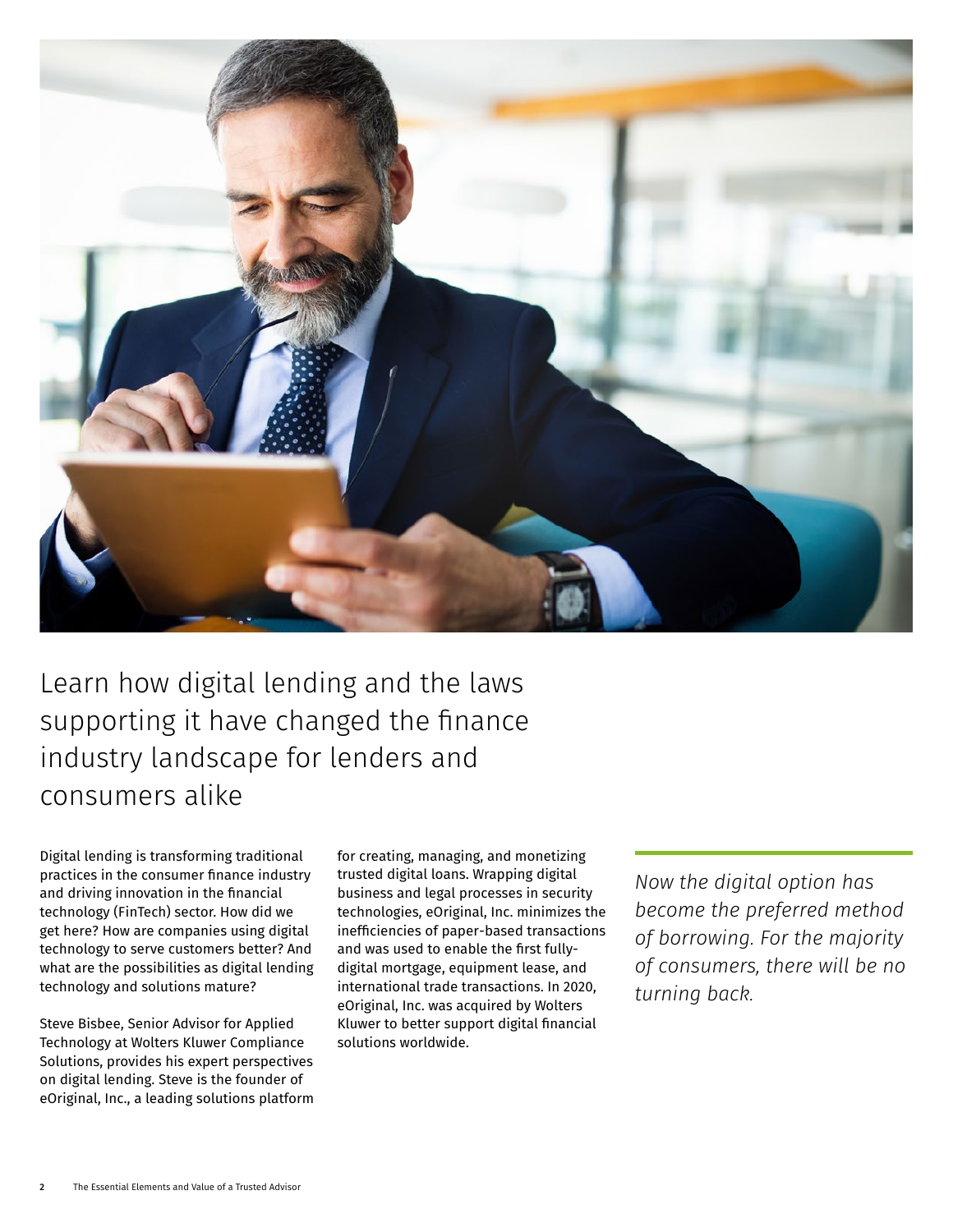# Learn how digital lending and the laws supporting it have changed the finance industry landscape for lenders and consumers alike

Digital lending is transforming traditional practices in the consumer finance industry and driving innovation in the financial technology (FinTech) sector. How did we get here? How are companies using digital technology to serve customers better? And what are the possibilities as digital lending technology and solutions mature?

Steve Bisbee, Senior Advisor for Applied Technology at Wolters Kluwer Compliance Solutions, provides his expert perspectives on digital lending. Steve is the founder of eOriginal, Inc., a leading solutions platform for creating, managing, and monetizing trusted digital loans. Wrapping digital business and legal processes in security technologies, eOriginal, Inc. minimizes the inefficiencies of paper-based transactions and was used to enable the first fully-digital mortgage, equipment lease, and international trade transactions. In 2020, eOriginal, Inc. was acquired by Wolters Kluwer to better support digital financial solutions worldwide.

*Now the digital option has become the preferred method of borrowing. For the majority of consumers, there will be no turning back.*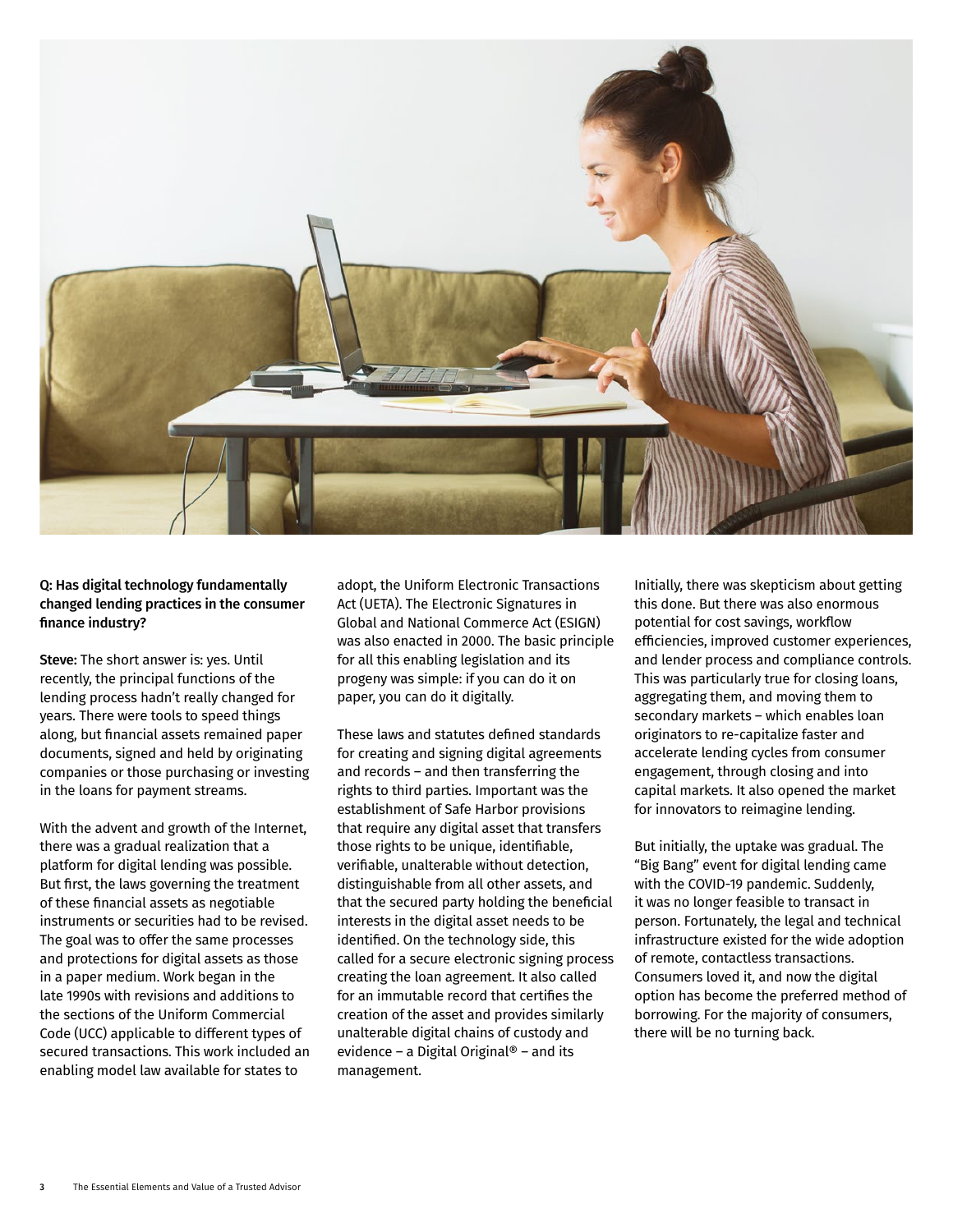**Q: Has digital technology fundamentally changed lending practices in the consumer finance industry?**

**Steve:** The short answer is: yes. Until recently, the principal functions of the lending process hadn't really changed for years. There were tools to speed things along, but financial assets remained paper documents, signed and held by originating companies or those purchasing or investing in the loans for payment streams.

With the advent and growth of the Internet, there was a gradual realization that a platform for digital lending was possible. But first, the laws governing the treatment of these financial assets as negotiable instruments or securities had to be revised. The goal was to offer the same processes and protections for digital assets as those in a paper medium. Work began in the late 1990s with revisions and additions to the sections of the Uniform Commercial Code (UCC) applicable to different types of secured transactions. This work included an enabling model law available for states to adopt, the Uniform Electronic Transactions Act (UETA). The Electronic Signatures in Global and National Commerce Act (ESIGN) was also enacted in 2000. The basic principle for all this enabling legislation and its progeny was simple: if you can do it on paper, you can do it digitally.

These laws and statutes defined standards for creating and signing digital agreements and records – and then transferring the rights to third parties. Important was the establishment of Safe Harbor provisions that require any digital asset that transfers those rights to be unique, identifiable, verifiable, unalterable without detection, distinguishable from all other assets, and that the secured party holding the beneficial interests in the digital asset needs to be identified. On the technology side, this called for a secure electronic signing process creating the loan agreement. It also called for an immutable record that certifies the creation of the asset and provides similarly unalterable digital chains of custody and evidence – a Digital Original® – and its management.

Initially, there was skepticism about getting this done. But there was also enormous potential for cost savings, workflow efficiencies, improved customer experiences, and lender process and compliance controls. This was particularly true for closing loans, aggregating them, and moving them to secondary markets – which enables loan originators to re-capitalize faster and accelerate lending cycles from consumer engagement, through closing and into capital markets. It also opened the market for innovators to reimagine lending.

But initially, the uptake was gradual. The "Big Bang" event for digital lending came with the COVID-19 pandemic. Suddenly, it was no longer feasible to transact in person. Fortunately, the legal and technical infrastructure existed for the wide adoption of remote, contactless transactions. Consumers loved it, and now the digital option has become the preferred method of borrowing. For the majority of consumers, there will be no turning back.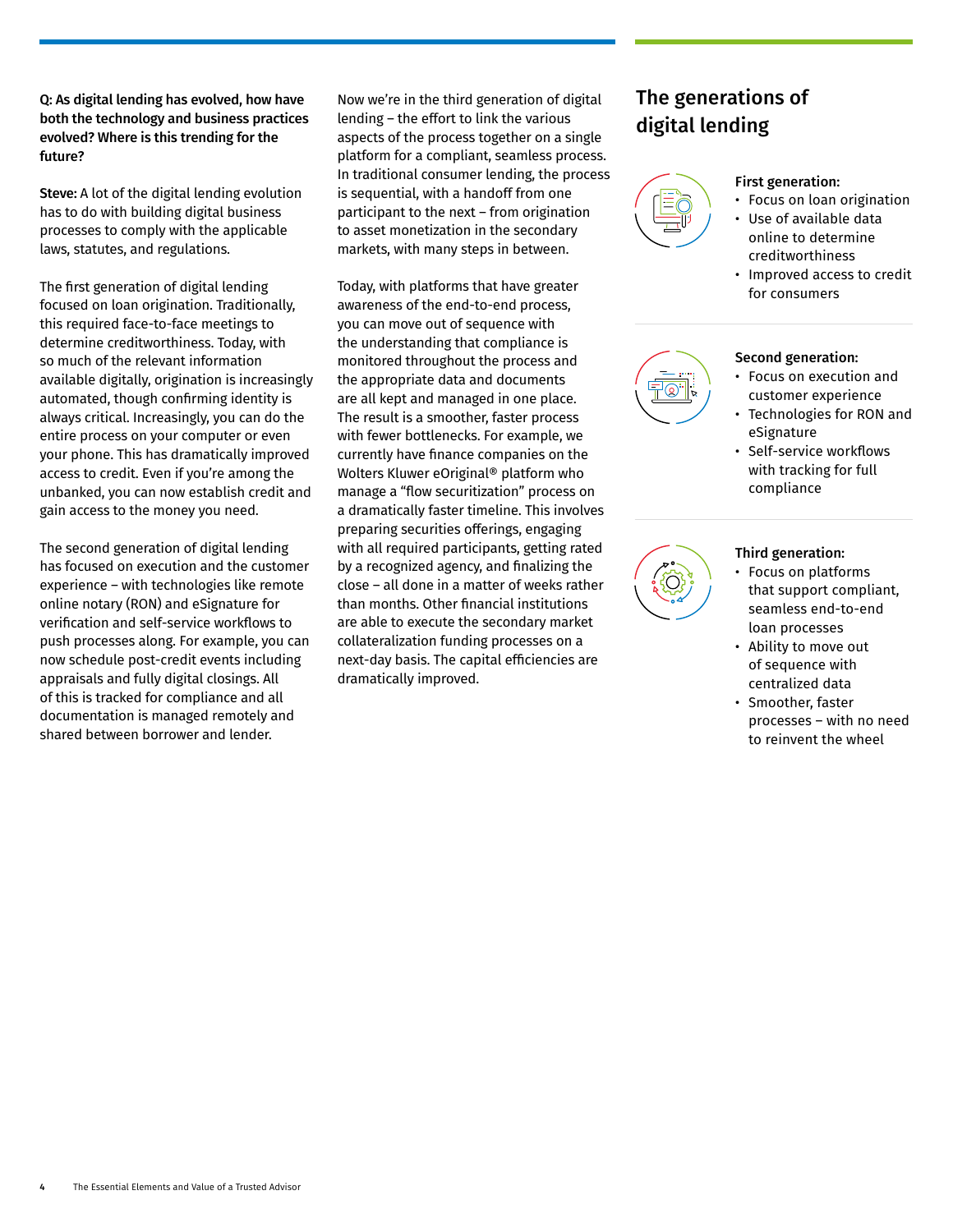**Q: As digital lending has evolved, how have both the technology and business practices evolved? Where is this trending for the future?**

**Steve:** A lot of the digital lending evolution has to do with building digital business processes to comply with the applicable laws, statutes, and regulations.

The first generation of digital lending focused on loan origination. Traditionally, this required face-to-face meetings to determine creditworthiness. Today, with so much of the relevant information available digitally, origination is increasingly automated, though confirming identity is always critical. Increasingly, you can do the entire process on your computer or even your phone. This has dramatically improved access to credit. Even if you're among the unbanked, you can now establish credit and gain access to the money you need.

The second generation of digital lending has focused on execution and the customer experience – with technologies like remote online notary (RON) and eSignature for verification and self-service workflows to push processes along. For example, you can now schedule post-credit events including appraisals and fully digital closings. All of this is tracked for compliance and all documentation is managed remotely and shared between borrower and lender.

Now we're in the third generation of digital lending – the effort to link the various aspects of the process together on a single platform for a compliant, seamless process. In traditional consumer lending, the process is sequential, with a handoff from one participant to the next – from origination to asset monetization in the secondary markets, with many steps in between.

Today, with platforms that have greater awareness of the end-to-end process, you can move out of sequence with the understanding that compliance is monitored throughout the process and the appropriate data and documents are all kept and managed in one place. The result is a smoother, faster process with fewer bottlenecks. For example, we currently have finance companies on the Wolters Kluwer eOriginal® platform who manage a "flow securitization" process on a dramatically faster timeline. This involves preparing securities offerings, engaging with all required participants, getting rated by a recognized agency, and finalizing the close – all done in a matter of weeks rather than months. Other financial institutions are able to execute the secondary market collateralization funding processes on a next-day basis. The capital efficiencies are dramatically improved.

## The generations of digital lending

**First generation:**

- Focus on loan origination
- Use of available data online to determine creditworthiness
- Improved access to credit for consumers

**Second generation:**

- Focus on execution and customer experience
- Technologies for RON and eSignature
- Self-service workflows with tracking for full compliance

**Third generation:**

- Focus on platforms that support compliant, seamless end-to-end loan processes
- Ability to move out of sequence with centralized data
- Smoother, faster processes – with no need to reinvent the wheel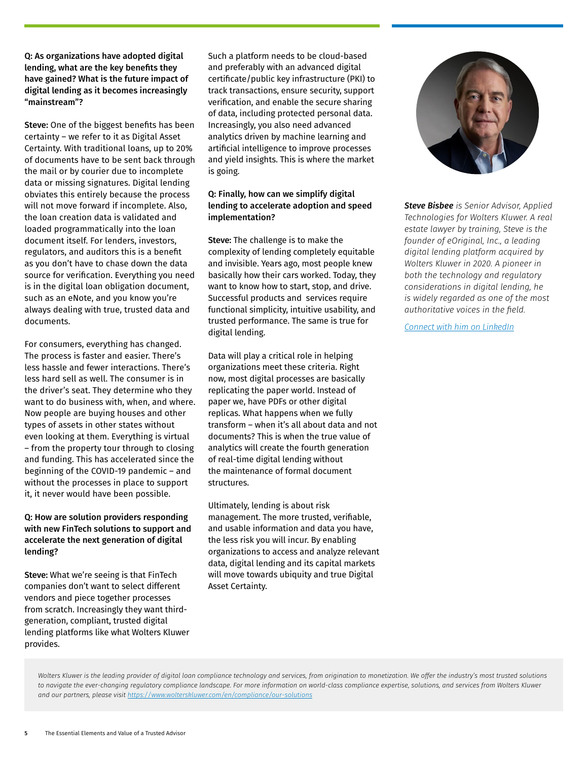**Q: As organizations have adopted digital lending, what are the key benefits they have gained? What is the future impact of digital lending as it becomes increasingly "mainstream"?**

**Steve:** One of the biggest benefits has been certainty – we refer to it as Digital Asset Certainty. With traditional loans, up to 20% of documents have to be sent back through the mail or by courier due to incomplete data or missing signatures. Digital lending obviates this entirely because the process will not move forward if incomplete. Also, the loan creation data is validated and loaded programmatically into the loan document itself. For lenders, investors, regulators, and auditors this is a benefit as you don't have to chase down the data source for verification. Everything you need is in the digital loan obligation document, such as an eNote, and you know you're always dealing with true, trusted data and documents.

For consumers, everything has changed. The process is faster and easier. There's less hassle and fewer interactions. There's less hard sell as well. The consumer is in the driver's seat. They determine who they want to do business with, when, and where. Now people are buying houses and other types of assets in other states without even looking at them. Everything is virtual – from the property tour through to closing and funding. This has accelerated since the beginning of the COVID-19 pandemic – and without the processes in place to support it, it never would have been possible.

**Q: How are solution providers responding with new FinTech solutions to support and accelerate the next generation of digital lending?**

**Steve:** What we're seeing is that FinTech companies don't want to select different vendors and piece together processes from scratch. Increasingly they want third-generation, compliant, trusted digital lending platforms like what Wolters Kluwer provides.

Such a platform needs to be cloud-based and preferably with an advanced digital certificate/public key infrastructure (PKI) to track transactions, ensure security, support verification, and enable the secure sharing of data, including protected personal data. Increasingly, you also need advanced analytics driven by machine learning and artificial intelligence to improve processes and yield insights. This is where the market is going.

**Q: Finally, how can we simplify digital lending to accelerate adoption and speed implementation?**

**Steve:** The challenge is to make the complexity of lending completely equitable and invisible. Years ago, most people knew basically how their cars worked. Today, they want to know how to start, stop, and drive. Successful products and services require functional simplicity, intuitive usability, and trusted performance. The same is true for digital lending.

Data will play a critical role in helping organizations meet these criteria. Right now, most digital processes are basically replicating the paper world. Instead of paper we, have PDFs or other digital replicas. What happens when we fully transform – when it's all about data and not documents? This is when the true value of analytics will create the fourth generation of real-time digital lending without the maintenance of formal document structures.

Ultimately, lending is about risk management. The more trusted, verifiable, and usable information and data you have, the less risk you will incur. By enabling organizations to access and analyze relevant data, digital lending and its capital markets will move towards ubiquity and true Digital Asset Certainty.

***Steve Bisbee*** *is Senior Advisor, Applied Technologies for Wolters Kluwer. A real estate lawyer by training, Steve is the founder of eOriginal, Inc., a leading digital lending platform acquired by Wolters Kluwer in 2020. A pioneer in both the technology and regulatory considerations in digital lending, he is widely regarded as one of the most authoritative voices in the field.*

*Connect with him on LinkedIn*

*Wolters Kluwer is the leading provider of digital loan compliance technology and services, from origination to monetization. We offer the industry's most trusted solutions to navigate the ever-changing regulatory compliance landscape. For more information on world-class compliance expertise, solutions, and services from Wolters Kluwer and our partners, please visit https://www.wolterskluwer.com/en/compliance/our-solutions*